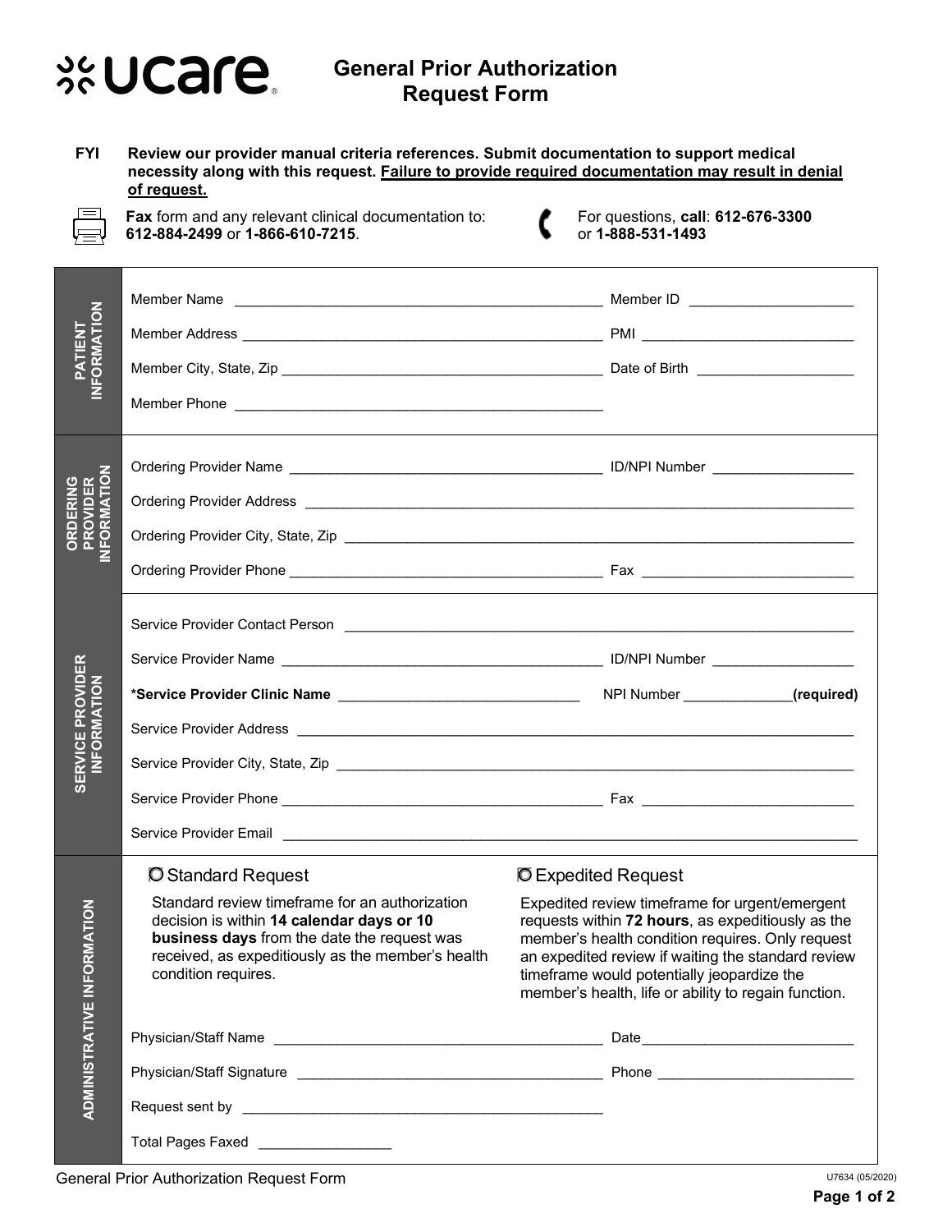ucare

# General Prior Authorization Request Form

**FYI** **Review our provider manual criteria references. Submit documentation to support medical necessity along with this request. Failure to provide required documentation may result in denial of request.**

**Fax** form and any relevant clinical documentation to: **612-884-2499** or **1-866-610-7215**.

For questions, **call**: **612-676-3300** or **1-888-531-1493**

## PATIENT INFORMATION

Member Name ______________________________ Member ID ____________________

Member Address ______________________________ PMI ____________________

Member City, State, Zip ______________________________ Date of Birth ____________________

Member Phone ______________________________

## ORDERING PROVIDER INFORMATION

Ordering Provider Name ______________________________ ID/NPI Number ____________________

Ordering Provider Address ______________________________

Ordering Provider City, State, Zip ______________________________

Ordering Provider Phone ______________________________ Fax ____________________

## SERVICE PROVIDER INFORMATION

Service Provider Contact Person ______________________________

Service Provider Name ______________________________ ID/NPI Number ____________________

**\*Service Provider Clinic Name** ______________________________ NPI Number ______________ **(required)**

Service Provider Address ______________________________

Service Provider City, State, Zip ______________________________

Service Provider Phone ______________________________ Fax ____________________

Service Provider Email ______________________________

## ADMINISTRATIVE INFORMATION

○ Standard Request

Standard review timeframe for an authorization decision is within **14 calendar days or 10 business days** from the date the request was received, as expeditiously as the member's health condition requires.

○ Expedited Request

Expedited review timeframe for urgent/emergent requests within **72 hours**, as expeditiously as the member's health condition requires. Only request an expedited review if waiting the standard review timeframe would potentially jeopardize the member's health, life or ability to regain function.

Physician/Staff Name ______________________________ Date ____________________

Physician/Staff Signature ______________________________ Phone ____________________

Request sent by ______________________________

Total Pages Faxed ________________

General Prior Authorization Request Form

U7634 (05/2020)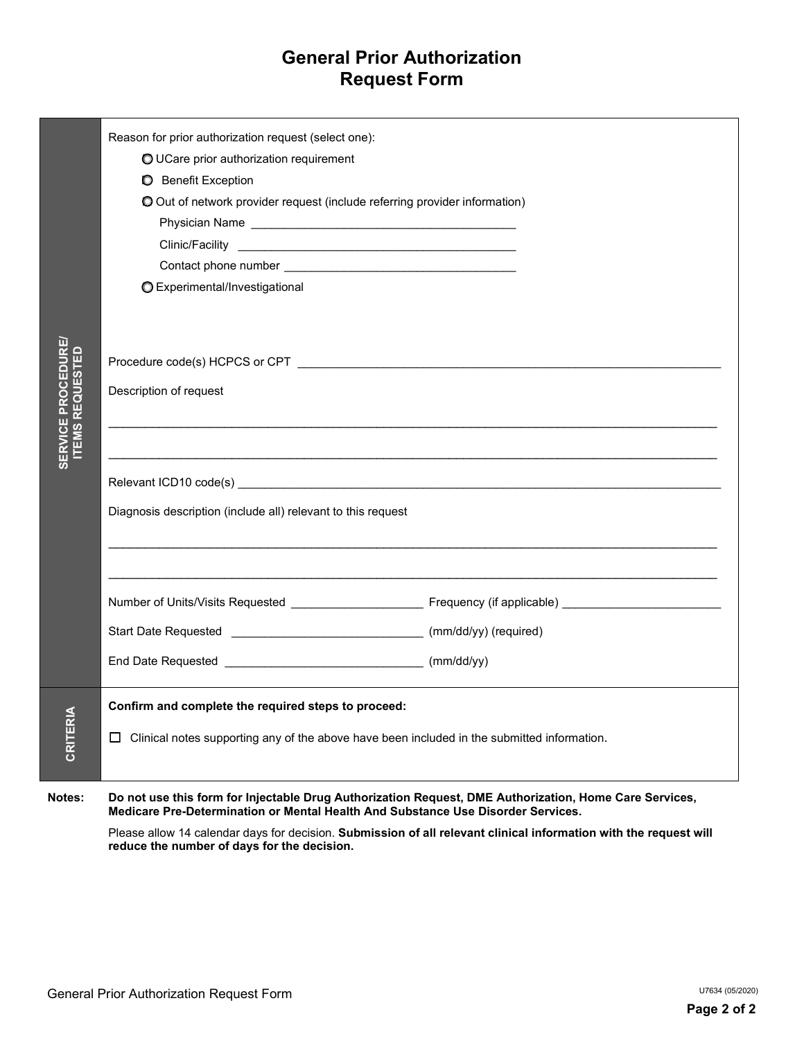# General Prior Authorization Request Form

## SERVICE PROCEDURE/ ITEMS REQUESTED

Reason for prior authorization request (select one):

- ○ UCare prior authorization requirement
- ○ Benefit Exception
- ○ Out of network provider request (include referring provider information)
  - Physician Name ________________________________________
  - Clinic/Facility ________________________________________
  - Contact phone number ___________________________________
- ○ Experimental/Investigational

Procedure code(s) HCPCS or CPT ____________________________________________________________

Description of request

__________________________________________________________________________________________

__________________________________________________________________________________________

Relevant ICD10 code(s) ____________________________________________________________________

Diagnosis description (include all) relevant to this request

__________________________________________________________________________________________

__________________________________________________________________________________________

Number of Units/Visits Requested ___________________ Frequency (if applicable) _______________________

Start Date Requested ____________________________ (mm/dd/yy) (required)

End Date Requested ____________________________ (mm/dd/yy)

## CRITERIA

**Confirm and complete the required steps to proceed:**

☐ Clinical notes supporting any of the above have been included in the submitted information.

**Notes:** **Do not use this form for Injectable Drug Authorization Request, DME Authorization, Home Care Services, Medicare Pre-Determination or Mental Health And Substance Use Disorder Services.**

Please allow 14 calendar days for decision. **Submission of all relevant clinical information with the request will reduce the number of days for the decision.**

U7634 (05/2020)